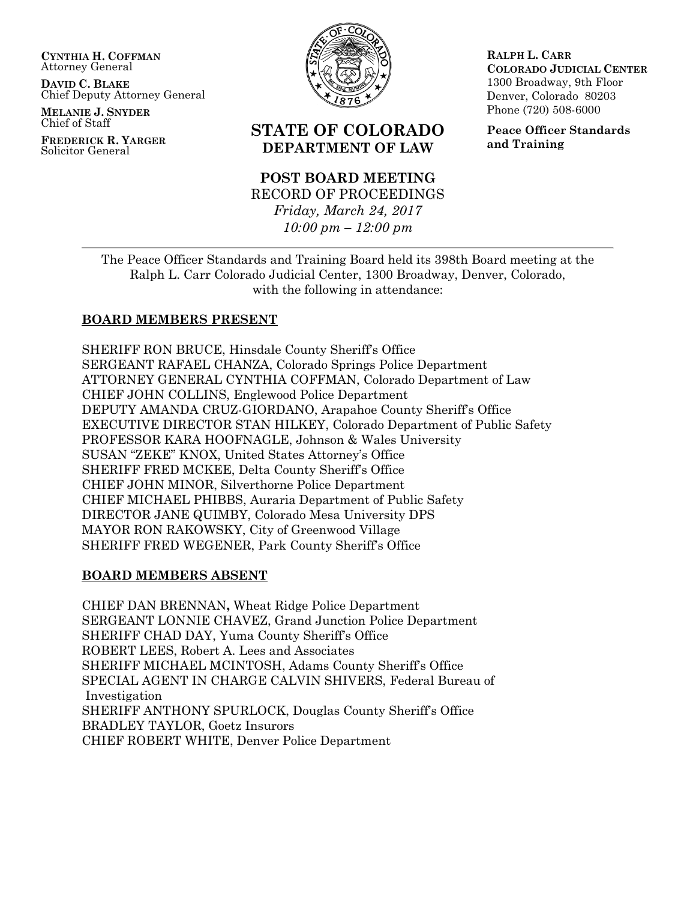**CYNTHIA H. COFFMAN**
Attorney General

**DAVID C. BLAKE**
Chief Deputy Attorney General

**MELANIE J. SNYDER**
Chief of Staff

**FREDERICK R. YARGER**
Solicitor General

**STATE OF COLORADO**
**DEPARTMENT OF LAW**

**RALPH L. CARR**
**COLORADO JUDICIAL CENTER**
1300 Broadway, 9th Floor
Denver, Colorado 80203
Phone (720) 508-6000

**Peace Officer Standards and Training**

# POST BOARD MEETING

RECORD OF PROCEEDINGS
*Friday, March 24, 2017*
*10:00 pm – 12:00 pm*

---

The Peace Officer Standards and Training Board held its 398th Board meeting at the Ralph L. Carr Colorado Judicial Center, 1300 Broadway, Denver, Colorado, with the following in attendance:

## BOARD MEMBERS PRESENT

SHERIFF RON BRUCE, Hinsdale County Sheriff's Office
SERGEANT RAFAEL CHANZA, Colorado Springs Police Department
ATTORNEY GENERAL CYNTHIA COFFMAN, Colorado Department of Law
CHIEF JOHN COLLINS, Englewood Police Department
DEPUTY AMANDA CRUZ-GIORDANO, Arapahoe County Sheriff's Office
EXECUTIVE DIRECTOR STAN HILKEY, Colorado Department of Public Safety
PROFESSOR KARA HOOFNAGLE, Johnson & Wales University
SUSAN "ZEKE" KNOX, United States Attorney's Office
SHERIFF FRED MCKEE, Delta County Sheriff's Office
CHIEF JOHN MINOR, Silverthorne Police Department
CHIEF MICHAEL PHIBBS, Auraria Department of Public Safety
DIRECTOR JANE QUIMBY, Colorado Mesa University DPS
MAYOR RON RAKOWSKY, City of Greenwood Village
SHERIFF FRED WEGENER, Park County Sheriff's Office

## BOARD MEMBERS ABSENT

CHIEF DAN BRENNAN, Wheat Ridge Police Department
SERGEANT LONNIE CHAVEZ, Grand Junction Police Department
SHERIFF CHAD DAY, Yuma County Sheriff's Office
ROBERT LEES, Robert A. Lees and Associates
SHERIFF MICHAEL MCINTOSH, Adams County Sheriff's Office
SPECIAL AGENT IN CHARGE CALVIN SHIVERS, Federal Bureau of Investigation
SHERIFF ANTHONY SPURLOCK, Douglas County Sheriff's Office
BRADLEY TAYLOR, Goetz Insurors
CHIEF ROBERT WHITE, Denver Police Department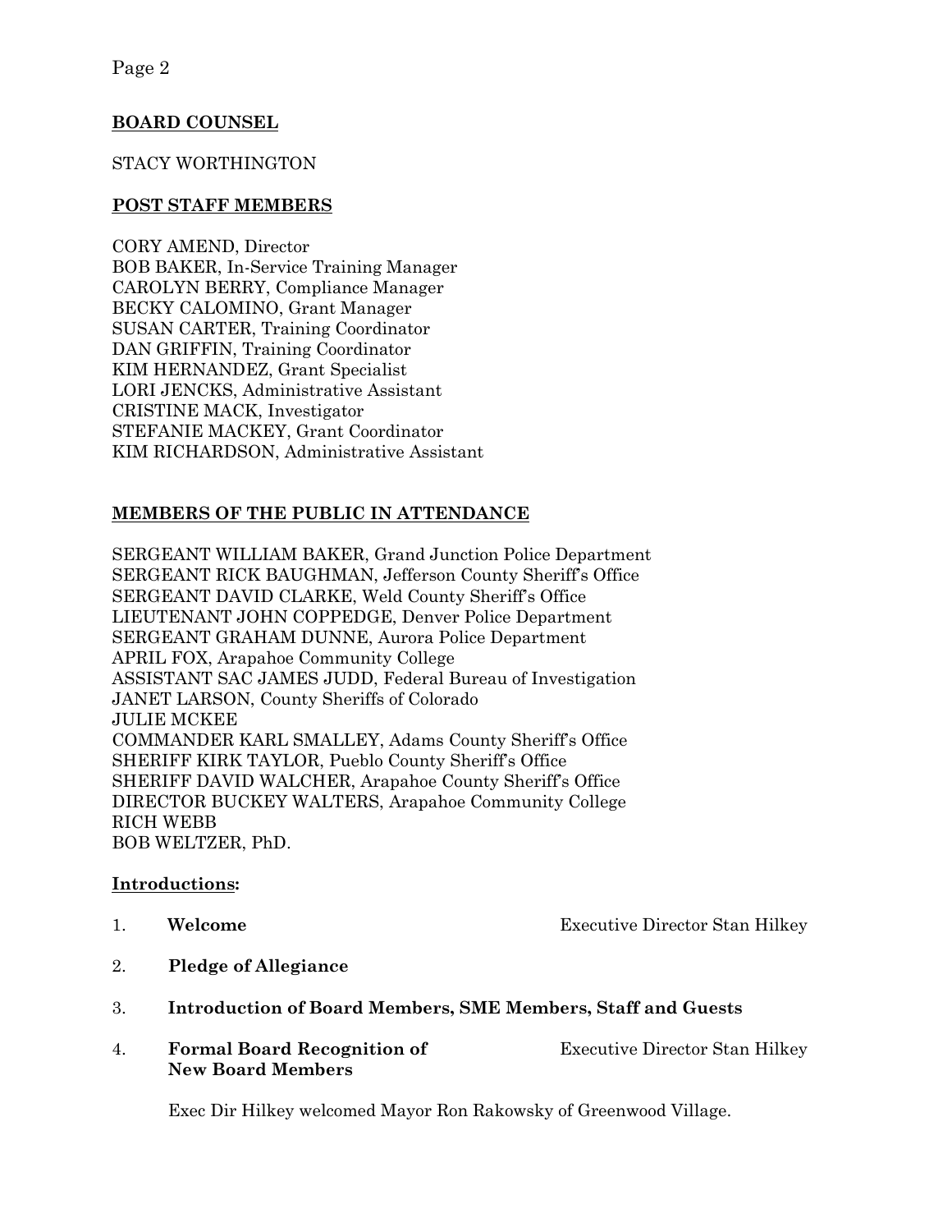## BOARD COUNSEL

STACY WORTHINGTON

## POST STAFF MEMBERS

CORY AMEND, Director
BOB BAKER, In-Service Training Manager
CAROLYN BERRY, Compliance Manager
BECKY CALOMINO, Grant Manager
SUSAN CARTER, Training Coordinator
DAN GRIFFIN, Training Coordinator
KIM HERNANDEZ, Grant Specialist
LORI JENCKS, Administrative Assistant
CRISTINE MACK, Investigator
STEFANIE MACKEY, Grant Coordinator
KIM RICHARDSON, Administrative Assistant

## MEMBERS OF THE PUBLIC IN ATTENDANCE

SERGEANT WILLIAM BAKER, Grand Junction Police Department
SERGEANT RICK BAUGHMAN, Jefferson County Sheriff's Office
SERGEANT DAVID CLARKE, Weld County Sheriff's Office
LIEUTENANT JOHN COPPEDGE, Denver Police Department
SERGEANT GRAHAM DUNNE, Aurora Police Department
APRIL FOX, Arapahoe Community College
ASSISTANT SAC JAMES JUDD, Federal Bureau of Investigation
JANET LARSON, County Sheriffs of Colorado
JULIE MCKEE
COMMANDER KARL SMALLEY, Adams County Sheriff's Office
SHERIFF KIRK TAYLOR, Pueblo County Sheriff's Office
SHERIFF DAVID WALCHER, Arapahoe County Sheriff's Office
DIRECTOR BUCKEY WALTERS, Arapahoe Community College
RICH WEBB
BOB WELTZER, PhD.

## Introductions:

1. **Welcome** — Executive Director Stan Hilkey

2. **Pledge of Allegiance**

3. **Introduction of Board Members, SME Members, Staff and Guests**

4. **Formal Board Recognition of New Board Members** — Executive Director Stan Hilkey

   Exec Dir Hilkey welcomed Mayor Ron Rakowsky of Greenwood Village.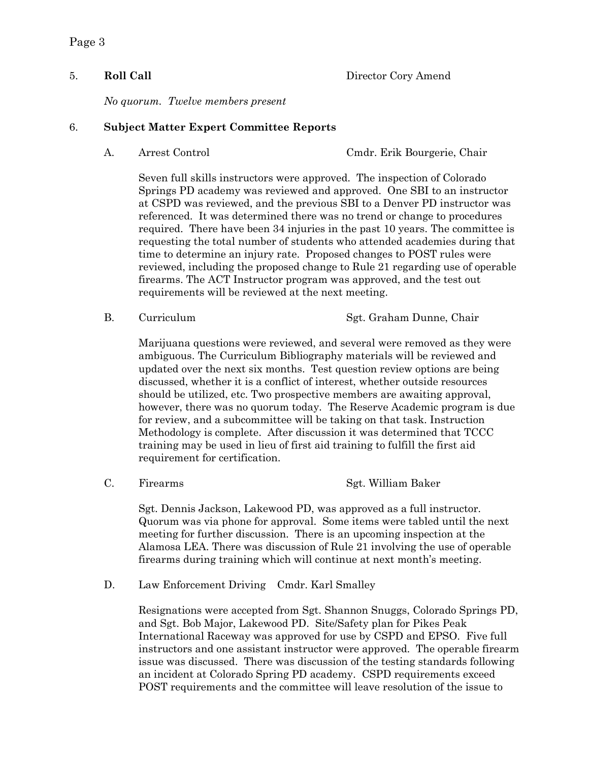5. **Roll Call** Director Cory Amend

*No quorum. Twelve members present*

6. **Subject Matter Expert Committee Reports**

A. Arrest Control Cmdr. Erik Bourgerie, Chair

Seven full skills instructors were approved. The inspection of Colorado Springs PD academy was reviewed and approved. One SBI to an instructor at CSPD was reviewed, and the previous SBI to a Denver PD instructor was referenced. It was determined there was no trend or change to procedures required. There have been 34 injuries in the past 10 years. The committee is requesting the total number of students who attended academies during that time to determine an injury rate. Proposed changes to POST rules were reviewed, including the proposed change to Rule 21 regarding use of operable firearms. The ACT Instructor program was approved, and the test out requirements will be reviewed at the next meeting.

B. Curriculum Sgt. Graham Dunne, Chair

Marijuana questions were reviewed, and several were removed as they were ambiguous. The Curriculum Bibliography materials will be reviewed and updated over the next six months. Test question review options are being discussed, whether it is a conflict of interest, whether outside resources should be utilized, etc. Two prospective members are awaiting approval, however, there was no quorum today. The Reserve Academic program is due for review, and a subcommittee will be taking on that task. Instruction Methodology is complete. After discussion it was determined that TCCC training may be used in lieu of first aid training to fulfill the first aid requirement for certification.

C. Firearms Sgt. William Baker

Sgt. Dennis Jackson, Lakewood PD, was approved as a full instructor. Quorum was via phone for approval. Some items were tabled until the next meeting for further discussion. There is an upcoming inspection at the Alamosa LEA. There was discussion of Rule 21 involving the use of operable firearms during training which will continue at next month's meeting.

D. Law Enforcement Driving Cmdr. Karl Smalley

Resignations were accepted from Sgt. Shannon Snuggs, Colorado Springs PD, and Sgt. Bob Major, Lakewood PD. Site/Safety plan for Pikes Peak International Raceway was approved for use by CSPD and EPSO. Five full instructors and one assistant instructor were approved. The operable firearm issue was discussed. There was discussion of the testing standards following an incident at Colorado Spring PD academy. CSPD requirements exceed POST requirements and the committee will leave resolution of the issue to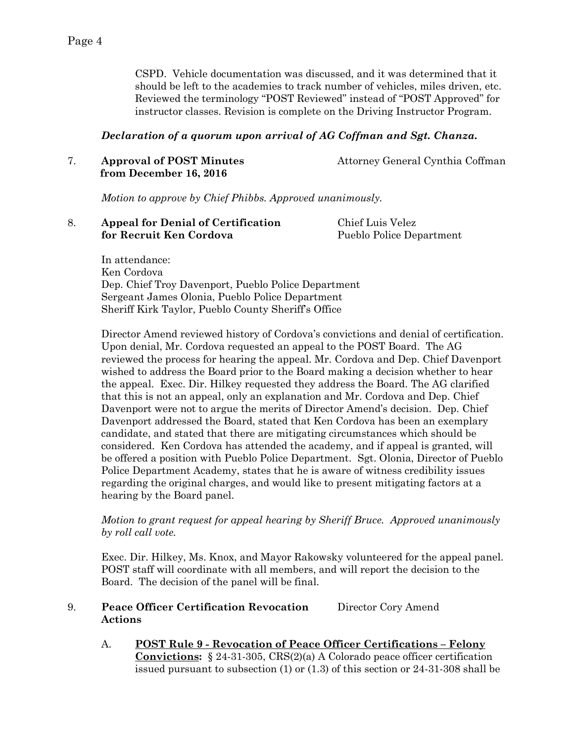CSPD. Vehicle documentation was discussed, and it was determined that it should be left to the academies to track number of vehicles, miles driven, etc. Reviewed the terminology "POST Reviewed" instead of "POST Approved" for instructor classes. Revision is complete on the Driving Instructor Program.

***Declaration of a quorum upon arrival of AG Coffman and Sgt. Chanza.***

7. **Approval of POST Minutes from December 16, 2016** — Attorney General Cynthia Coffman

   *Motion to approve by Chief Phibbs. Approved unanimously.*

8. **Appeal for Denial of Certification for Recruit Ken Cordova** — Chief Luis Velez, Pueblo Police Department

   In attendance:
   Ken Cordova
   Dep. Chief Troy Davenport, Pueblo Police Department
   Sergeant James Olonia, Pueblo Police Department
   Sheriff Kirk Taylor, Pueblo County Sheriff's Office

   Director Amend reviewed history of Cordova's convictions and denial of certification. Upon denial, Mr. Cordova requested an appeal to the POST Board. The AG reviewed the process for hearing the appeal. Mr. Cordova and Dep. Chief Davenport wished to address the Board prior to the Board making a decision whether to hear the appeal. Exec. Dir. Hilkey requested they address the Board. The AG clarified that this is not an appeal, only an explanation and Mr. Cordova and Dep. Chief Davenport were not to argue the merits of Director Amend's decision. Dep. Chief Davenport addressed the Board, stated that Ken Cordova has been an exemplary candidate, and stated that there are mitigating circumstances which should be considered. Ken Cordova has attended the academy, and if appeal is granted, will be offered a position with Pueblo Police Department. Sgt. Olonia, Director of Pueblo Police Department Academy, states that he is aware of witness credibility issues regarding the original charges, and would like to present mitigating factors at a hearing by the Board panel.

   *Motion to grant request for appeal hearing by Sheriff Bruce. Approved unanimously by roll call vote.*

   Exec. Dir. Hilkey, Ms. Knox, and Mayor Rakowsky volunteered for the appeal panel. POST staff will coordinate with all members, and will report the decision to the Board. The decision of the panel will be final.

9. **Peace Officer Certification Revocation Actions** — Director Cory Amend

   A. **<u>POST Rule 9 - Revocation of Peace Officer Certifications – Felony Convictions</u>:** § 24-31-305, CRS(2)(a) A Colorado peace officer certification issued pursuant to subsection (1) or (1.3) of this section or 24-31-308 shall be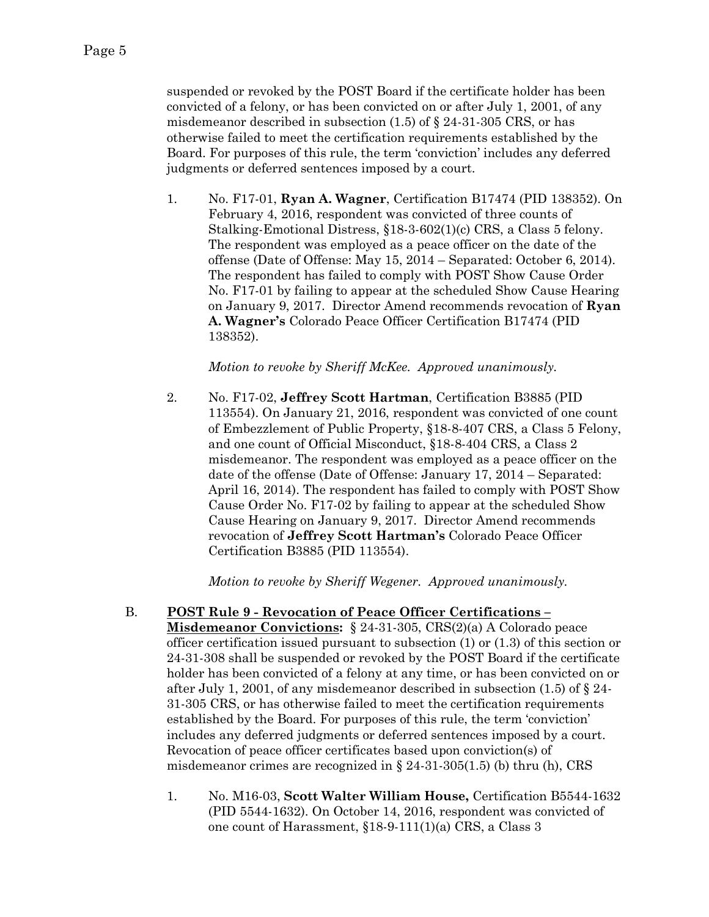suspended or revoked by the POST Board if the certificate holder has been convicted of a felony, or has been convicted on or after July 1, 2001, of any misdemeanor described in subsection (1.5) of § 24-31-305 CRS, or has otherwise failed to meet the certification requirements established by the Board. For purposes of this rule, the term 'conviction' includes any deferred judgments or deferred sentences imposed by a court.

1. No. F17-01, **Ryan A. Wagner**, Certification B17474 (PID 138352). On February 4, 2016, respondent was convicted of three counts of Stalking-Emotional Distress, §18-3-602(1)(c) CRS, a Class 5 felony. The respondent was employed as a peace officer on the date of the offense (Date of Offense: May 15, 2014 – Separated: October 6, 2014). The respondent has failed to comply with POST Show Cause Order No. F17-01 by failing to appear at the scheduled Show Cause Hearing on January 9, 2017. Director Amend recommends revocation of **Ryan A. Wagner's** Colorado Peace Officer Certification B17474 (PID 138352).

   *Motion to revoke by Sheriff McKee. Approved unanimously.*

2. No. F17-02, **Jeffrey Scott Hartman**, Certification B3885 (PID 113554). On January 21, 2016, respondent was convicted of one count of Embezzlement of Public Property, §18-8-407 CRS, a Class 5 Felony, and one count of Official Misconduct, §18-8-404 CRS, a Class 2 misdemeanor. The respondent was employed as a peace officer on the date of the offense (Date of Offense: January 17, 2014 – Separated: April 16, 2014). The respondent has failed to comply with POST Show Cause Order No. F17-02 by failing to appear at the scheduled Show Cause Hearing on January 9, 2017. Director Amend recommends revocation of **Jeffrey Scott Hartman's** Colorado Peace Officer Certification B3885 (PID 113554).

   *Motion to revoke by Sheriff Wegener. Approved unanimously.*

B. **<u>POST Rule 9 - Revocation of Peace Officer Certifications – Misdemeanor Convictions</u>:** § 24-31-305, CRS(2)(a) A Colorado peace officer certification issued pursuant to subsection (1) or (1.3) of this section or 24-31-308 shall be suspended or revoked by the POST Board if the certificate holder has been convicted of a felony at any time, or has been convicted on or after July 1, 2001, of any misdemeanor described in subsection (1.5) of § 24-31-305 CRS, or has otherwise failed to meet the certification requirements established by the Board. For purposes of this rule, the term 'conviction' includes any deferred judgments or deferred sentences imposed by a court. Revocation of peace officer certificates based upon conviction(s) of misdemeanor crimes are recognized in § 24-31-305(1.5) (b) thru (h), CRS

1. No. M16-03, **Scott Walter William House,** Certification B5544-1632 (PID 5544-1632). On October 14, 2016, respondent was convicted of one count of Harassment, §18-9-111(1)(a) CRS, a Class 3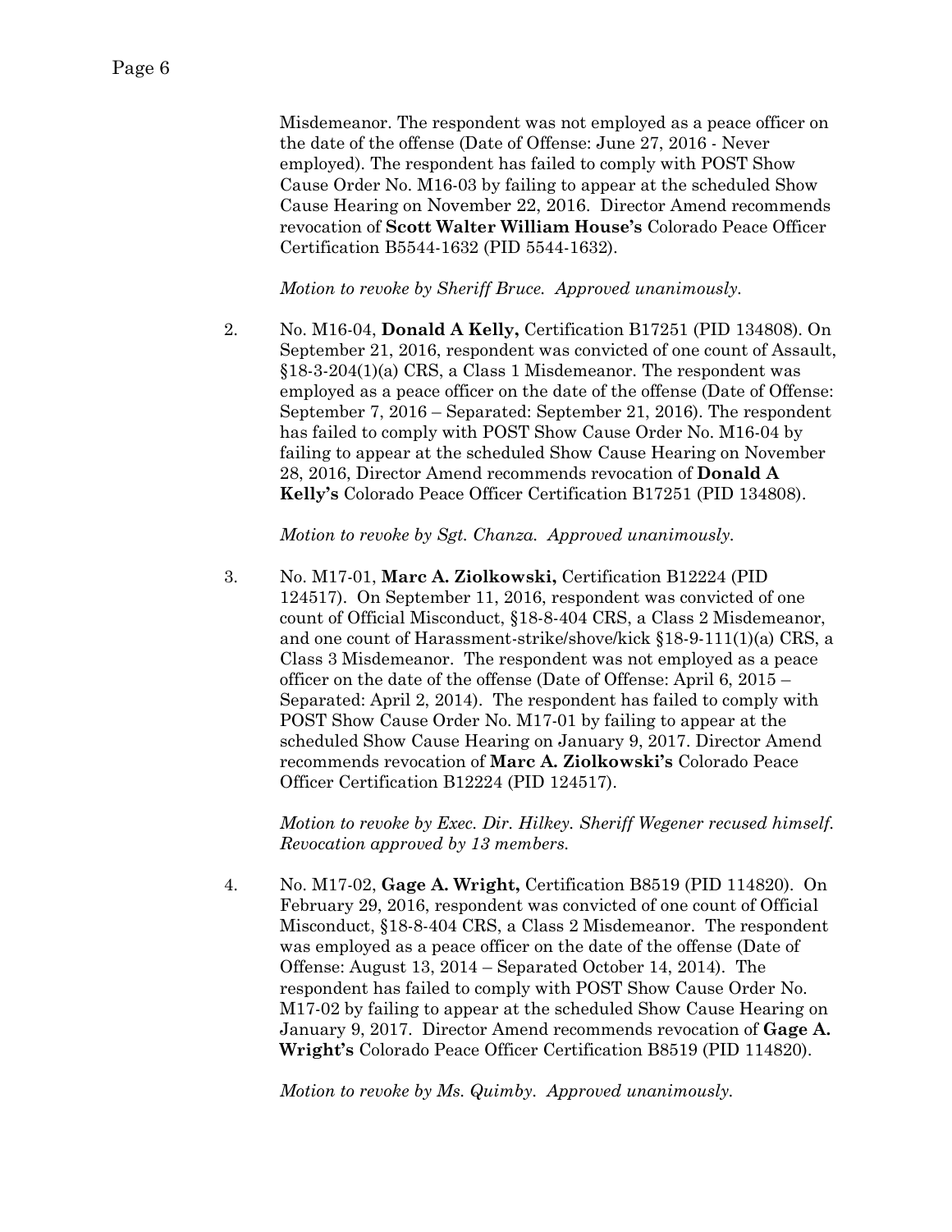Misdemeanor. The respondent was not employed as a peace officer on the date of the offense (Date of Offense: June 27, 2016 - Never employed). The respondent has failed to comply with POST Show Cause Order No. M16-03 by failing to appear at the scheduled Show Cause Hearing on November 22, 2016. Director Amend recommends revocation of **Scott Walter William House's** Colorado Peace Officer Certification B5544-1632 (PID 5544-1632).

*Motion to revoke by Sheriff Bruce. Approved unanimously.*

2. No. M16-04, **Donald A Kelly,** Certification B17251 (PID 134808). On September 21, 2016, respondent was convicted of one count of Assault, §18-3-204(1)(a) CRS, a Class 1 Misdemeanor. The respondent was employed as a peace officer on the date of the offense (Date of Offense: September 7, 2016 – Separated: September 21, 2016). The respondent has failed to comply with POST Show Cause Order No. M16-04 by failing to appear at the scheduled Show Cause Hearing on November 28, 2016, Director Amend recommends revocation of **Donald A Kelly's** Colorado Peace Officer Certification B17251 (PID 134808).

   *Motion to revoke by Sgt. Chanza. Approved unanimously.*

3. No. M17-01, **Marc A. Ziolkowski,** Certification B12224 (PID 124517). On September 11, 2016, respondent was convicted of one count of Official Misconduct, §18-8-404 CRS, a Class 2 Misdemeanor, and one count of Harassment-strike/shove/kick §18-9-111(1)(a) CRS, a Class 3 Misdemeanor. The respondent was not employed as a peace officer on the date of the offense (Date of Offense: April 6, 2015 – Separated: April 2, 2014). The respondent has failed to comply with POST Show Cause Order No. M17-01 by failing to appear at the scheduled Show Cause Hearing on January 9, 2017. Director Amend recommends revocation of **Marc A. Ziolkowski's** Colorado Peace Officer Certification B12224 (PID 124517).

   *Motion to revoke by Exec. Dir. Hilkey. Sheriff Wegener recused himself. Revocation approved by 13 members.*

4. No. M17-02, **Gage A. Wright,** Certification B8519 (PID 114820). On February 29, 2016, respondent was convicted of one count of Official Misconduct, §18-8-404 CRS, a Class 2 Misdemeanor. The respondent was employed as a peace officer on the date of the offense (Date of Offense: August 13, 2014 – Separated October 14, 2014). The respondent has failed to comply with POST Show Cause Order No. M17-02 by failing to appear at the scheduled Show Cause Hearing on January 9, 2017. Director Amend recommends revocation of **Gage A. Wright's** Colorado Peace Officer Certification B8519 (PID 114820).

   *Motion to revoke by Ms. Quimby. Approved unanimously.*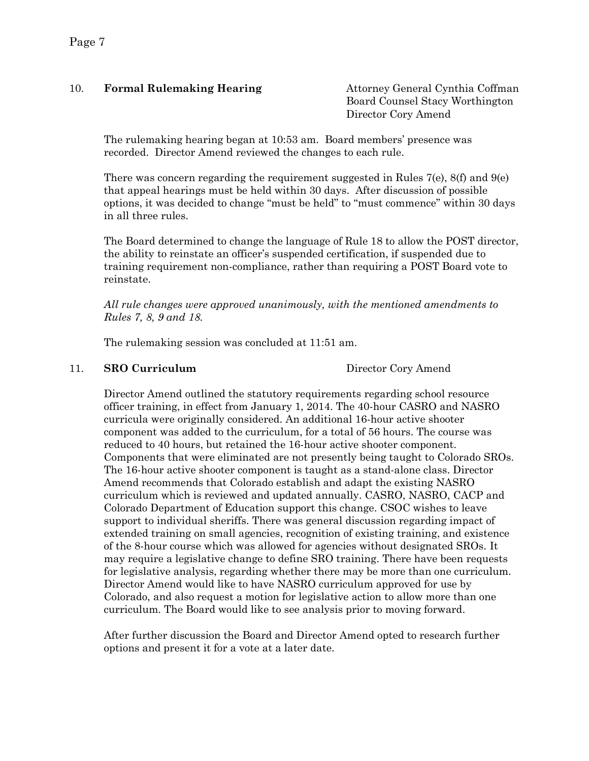10. **Formal Rulemaking Hearing** — Attorney General Cynthia Coffman, Board Counsel Stacy Worthington, Director Cory Amend

The rulemaking hearing began at 10:53 am. Board members' presence was recorded. Director Amend reviewed the changes to each rule.

There was concern regarding the requirement suggested in Rules 7(e), 8(f) and 9(e) that appeal hearings must be held within 30 days. After discussion of possible options, it was decided to change "must be held" to "must commence" within 30 days in all three rules.

The Board determined to change the language of Rule 18 to allow the POST director, the ability to reinstate an officer's suspended certification, if suspended due to training requirement non-compliance, rather than requiring a POST Board vote to reinstate.

*All rule changes were approved unanimously, with the mentioned amendments to Rules 7, 8, 9 and 18.*

The rulemaking session was concluded at 11:51 am.

11. **SRO Curriculum** — Director Cory Amend

Director Amend outlined the statutory requirements regarding school resource officer training, in effect from January 1, 2014. The 40-hour CASRO and NASRO curricula were originally considered. An additional 16-hour active shooter component was added to the curriculum, for a total of 56 hours. The course was reduced to 40 hours, but retained the 16-hour active shooter component. Components that were eliminated are not presently being taught to Colorado SROs. The 16-hour active shooter component is taught as a stand-alone class. Director Amend recommends that Colorado establish and adapt the existing NASRO curriculum which is reviewed and updated annually. CASRO, NASRO, CACP and Colorado Department of Education support this change. CSOC wishes to leave support to individual sheriffs. There was general discussion regarding impact of extended training on small agencies, recognition of existing training, and existence of the 8-hour course which was allowed for agencies without designated SROs. It may require a legislative change to define SRO training. There have been requests for legislative analysis, regarding whether there may be more than one curriculum. Director Amend would like to have NASRO curriculum approved for use by Colorado, and also request a motion for legislative action to allow more than one curriculum. The Board would like to see analysis prior to moving forward.

After further discussion the Board and Director Amend opted to research further options and present it for a vote at a later date.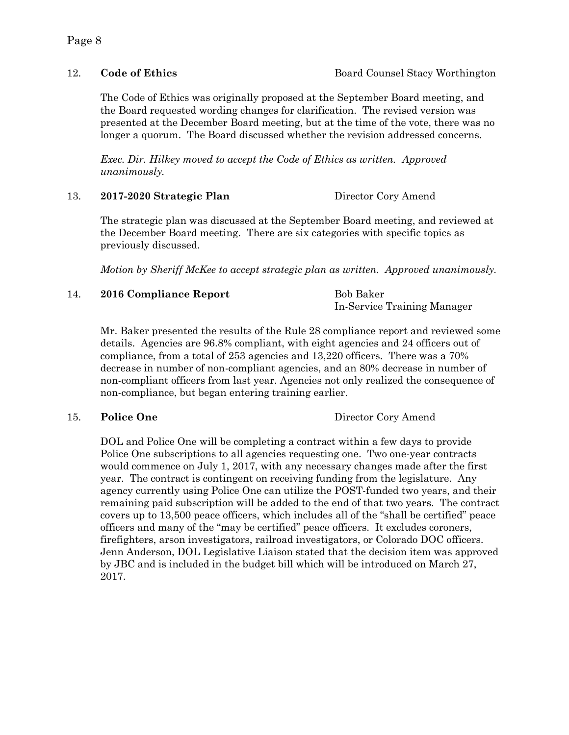12. **Code of Ethics** Board Counsel Stacy Worthington

The Code of Ethics was originally proposed at the September Board meeting, and the Board requested wording changes for clarification. The revised version was presented at the December Board meeting, but at the time of the vote, there was no longer a quorum. The Board discussed whether the revision addressed concerns.

*Exec. Dir. Hilkey moved to accept the Code of Ethics as written. Approved unanimously.*

13. **2017-2020 Strategic Plan** Director Cory Amend

The strategic plan was discussed at the September Board meeting, and reviewed at the December Board meeting. There are six categories with specific topics as previously discussed.

*Motion by Sheriff McKee to accept strategic plan as written. Approved unanimously.*

14. **2016 Compliance Report** Bob Baker, In-Service Training Manager

Mr. Baker presented the results of the Rule 28 compliance report and reviewed some details. Agencies are 96.8% compliant, with eight agencies and 24 officers out of compliance, from a total of 253 agencies and 13,220 officers. There was a 70% decrease in number of non-compliant agencies, and an 80% decrease in number of non-compliant officers from last year. Agencies not only realized the consequence of non-compliance, but began entering training earlier.

15. **Police One** Director Cory Amend

DOL and Police One will be completing a contract within a few days to provide Police One subscriptions to all agencies requesting one. Two one-year contracts would commence on July 1, 2017, with any necessary changes made after the first year. The contract is contingent on receiving funding from the legislature. Any agency currently using Police One can utilize the POST-funded two years, and their remaining paid subscription will be added to the end of that two years. The contract covers up to 13,500 peace officers, which includes all of the "shall be certified" peace officers and many of the "may be certified" peace officers. It excludes coroners, firefighters, arson investigators, railroad investigators, or Colorado DOC officers. Jenn Anderson, DOL Legislative Liaison stated that the decision item was approved by JBC and is included in the budget bill which will be introduced on March 27, 2017.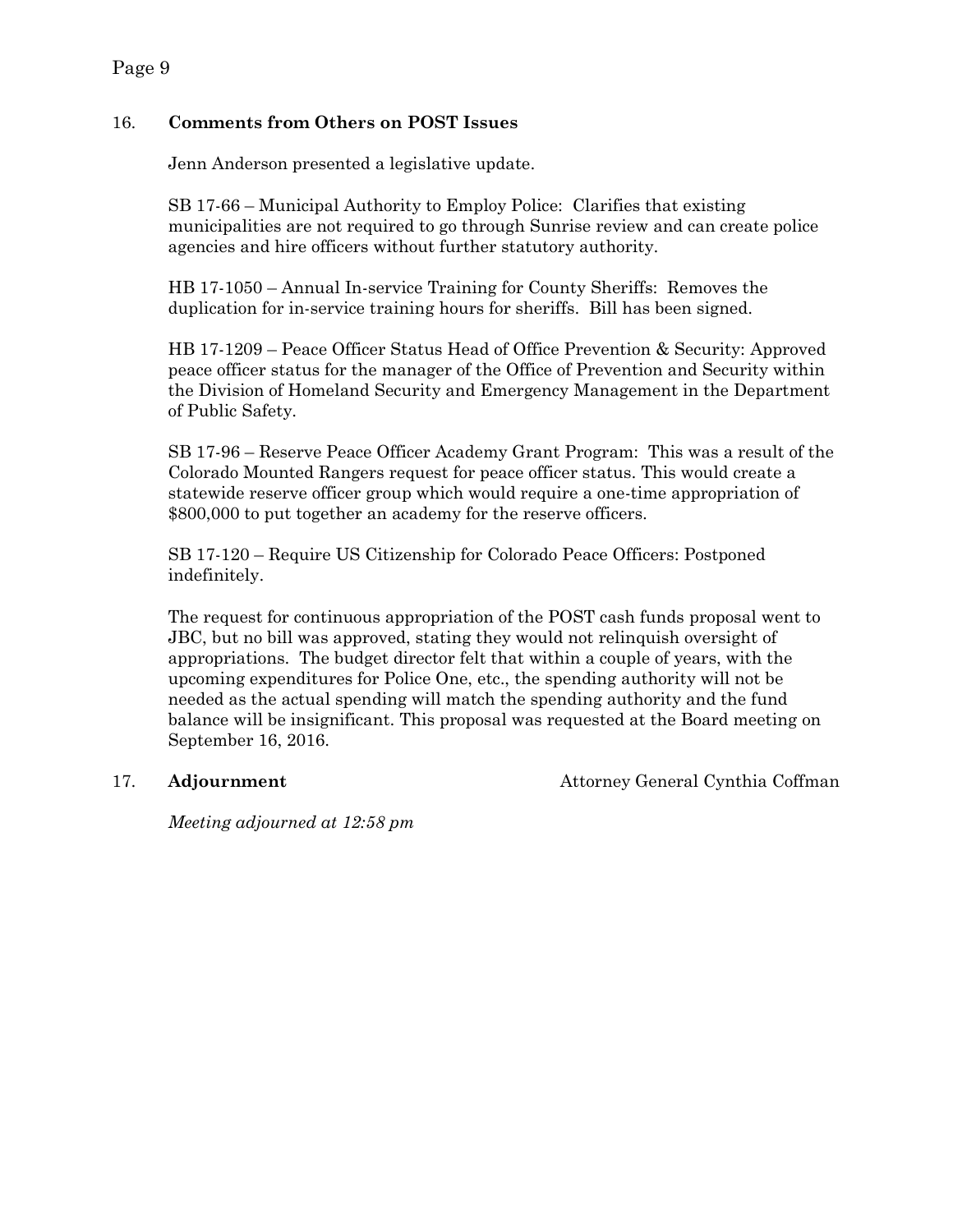16. **Comments from Others on POST Issues**

Jenn Anderson presented a legislative update.

SB 17-66 – Municipal Authority to Employ Police: Clarifies that existing municipalities are not required to go through Sunrise review and can create police agencies and hire officers without further statutory authority.

HB 17-1050 – Annual In-service Training for County Sheriffs: Removes the duplication for in-service training hours for sheriffs. Bill has been signed.

HB 17-1209 – Peace Officer Status Head of Office Prevention & Security: Approved peace officer status for the manager of the Office of Prevention and Security within the Division of Homeland Security and Emergency Management in the Department of Public Safety.

SB 17-96 – Reserve Peace Officer Academy Grant Program: This was a result of the Colorado Mounted Rangers request for peace officer status. This would create a statewide reserve officer group which would require a one-time appropriation of $800,000 to put together an academy for the reserve officers.

SB 17-120 – Require US Citizenship for Colorado Peace Officers: Postponed indefinitely.

The request for continuous appropriation of the POST cash funds proposal went to JBC, but no bill was approved, stating they would not relinquish oversight of appropriations. The budget director felt that within a couple of years, with the upcoming expenditures for Police One, etc., the spending authority will not be needed as the actual spending will match the spending authority and the fund balance will be insignificant. This proposal was requested at the Board meeting on September 16, 2016.

17. **Adjournment** Attorney General Cynthia Coffman

*Meeting adjourned at 12:58 pm*